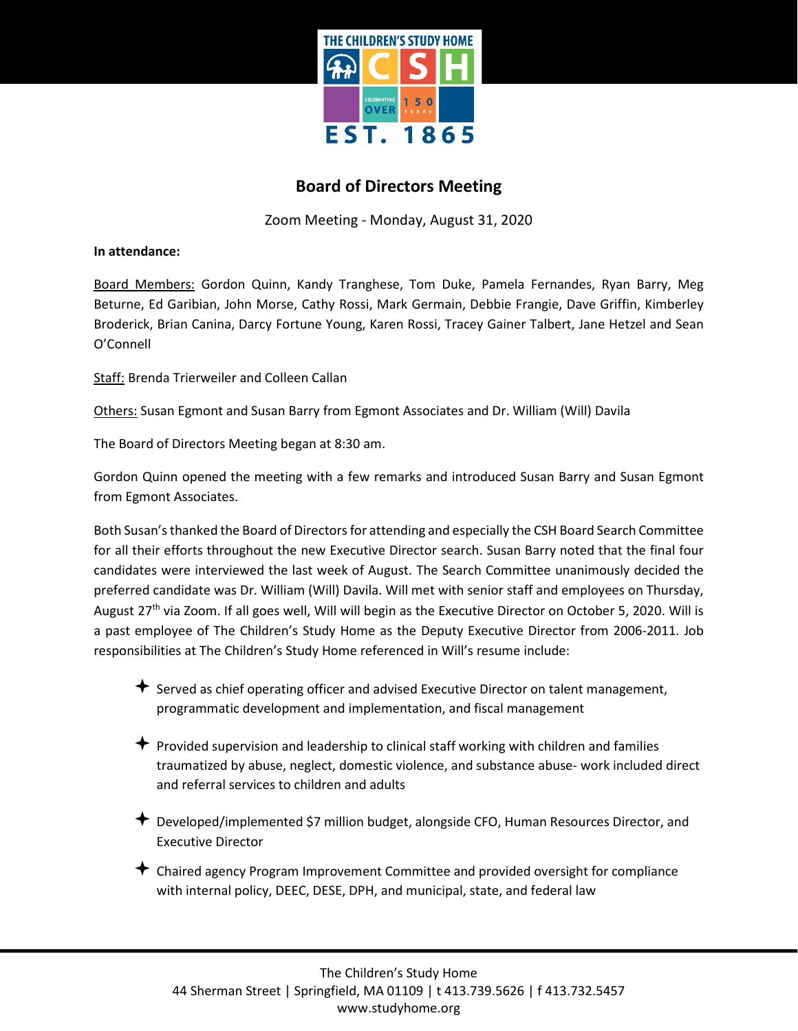# Board of Directors Meeting

Zoom Meeting - Monday, August 31, 2020

**In attendance:**

Board Members: Gordon Quinn, Kandy Tranghese, Tom Duke, Pamela Fernandes, Ryan Barry, Meg Beturne, Ed Garibian, John Morse, Cathy Rossi, Mark Germain, Debbie Frangie, Dave Griffin, Kimberley Broderick, Brian Canina, Darcy Fortune Young, Karen Rossi, Tracey Gainer Talbert, Jane Hetzel and Sean O'Connell

Staff: Brenda Trierweiler and Colleen Callan

Others: Susan Egmont and Susan Barry from Egmont Associates and Dr. William (Will) Davila

The Board of Directors Meeting began at 8:30 am.

Gordon Quinn opened the meeting with a few remarks and introduced Susan Barry and Susan Egmont from Egmont Associates.

Both Susan's thanked the Board of Directors for attending and especially the CSH Board Search Committee for all their efforts throughout the new Executive Director search. Susan Barry noted that the final four candidates were interviewed the last week of August. The Search Committee unanimously decided the preferred candidate was Dr. William (Will) Davila. Will met with senior staff and employees on Thursday, August 27th via Zoom. If all goes well, Will will begin as the Executive Director on October 5, 2020. Will is a past employee of The Children's Study Home as the Deputy Executive Director from 2006-2011. Job responsibilities at The Children's Study Home referenced in Will's resume include:

- Served as chief operating officer and advised Executive Director on talent management, programmatic development and implementation, and fiscal management
- Provided supervision and leadership to clinical staff working with children and families traumatized by abuse, neglect, domestic violence, and substance abuse- work included direct and referral services to children and adults
- Developed/implemented $7 million budget, alongside CFO, Human Resources Director, and Executive Director
- Chaired agency Program Improvement Committee and provided oversight for compliance with internal policy, DEEC, DESE, DPH, and municipal, state, and federal law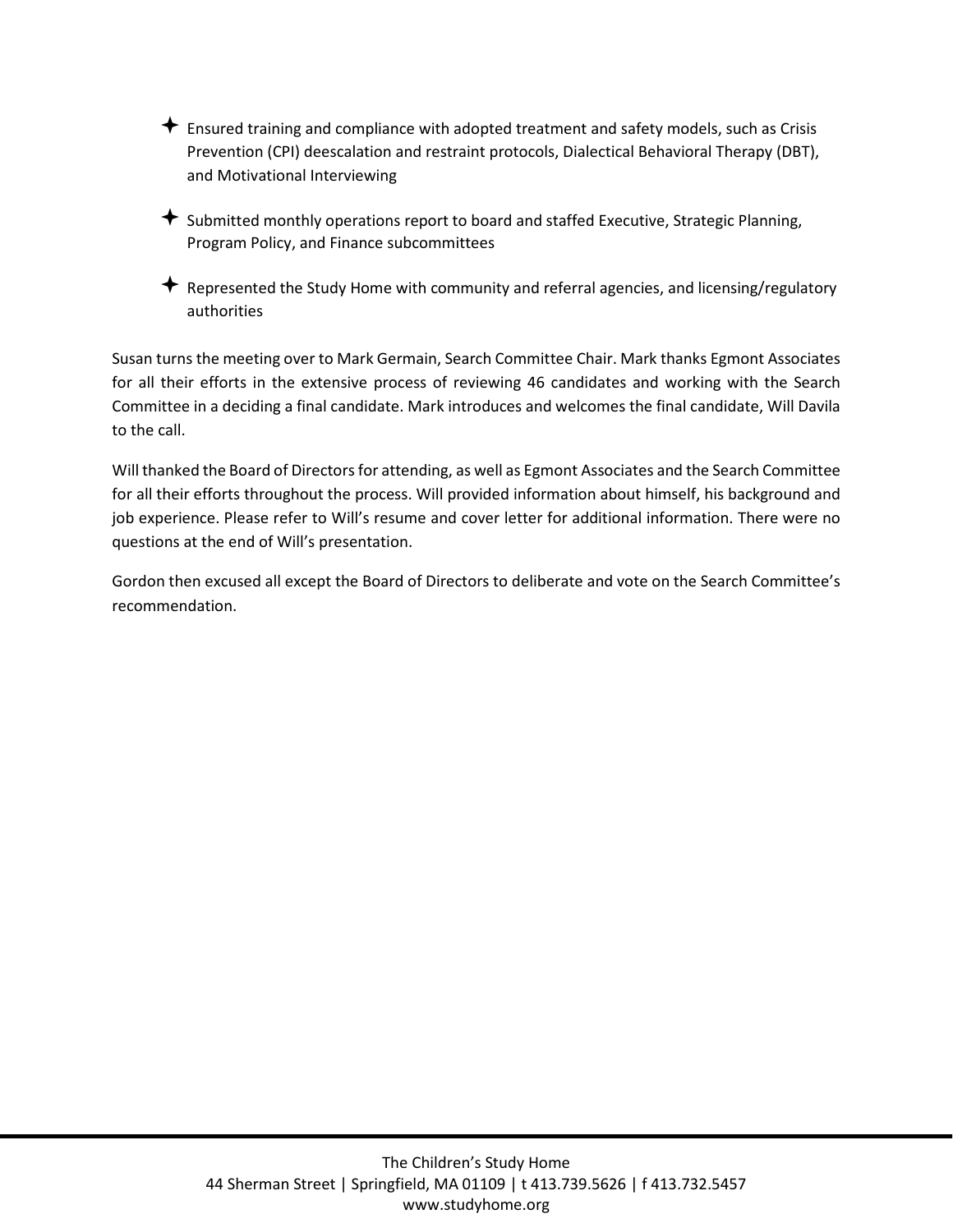- Ensured training and compliance with adopted treatment and safety models, such as Crisis Prevention (CPI) deescalation and restraint protocols, Dialectical Behavioral Therapy (DBT), and Motivational Interviewing

- Submitted monthly operations report to board and staffed Executive, Strategic Planning, Program Policy, and Finance subcommittees

- Represented the Study Home with community and referral agencies, and licensing/regulatory authorities

Susan turns the meeting over to Mark Germain, Search Committee Chair. Mark thanks Egmont Associates for all their efforts in the extensive process of reviewing 46 candidates and working with the Search Committee in a deciding a final candidate. Mark introduces and welcomes the final candidate, Will Davila to the call.

Will thanked the Board of Directors for attending, as well as Egmont Associates and the Search Committee for all their efforts throughout the process. Will provided information about himself, his background and job experience. Please refer to Will's resume and cover letter for additional information. There were no questions at the end of Will's presentation.

Gordon then excused all except the Board of Directors to deliberate and vote on the Search Committee's recommendation.